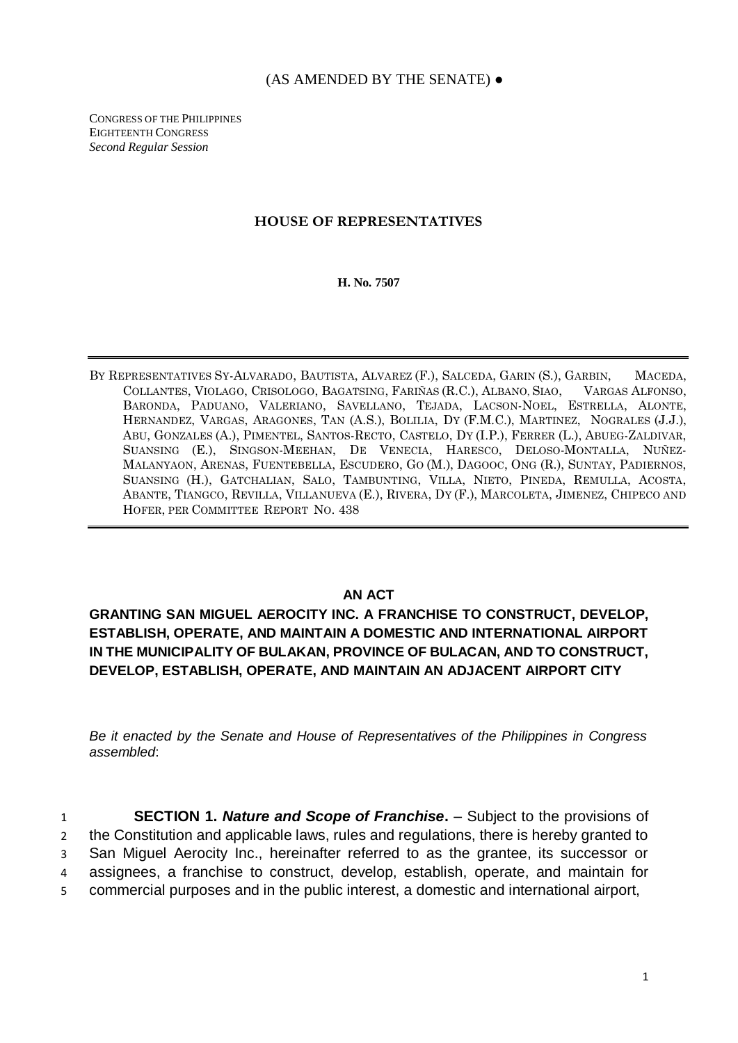(AS AMENDED BY THE SENATE) ●

CONGRESS OF THE PHILIPPINES
EIGHTEENTH CONGRESS
*Second Regular Session*

## HOUSE OF REPRESENTATIVES

**H. No. 7507**

---

BY REPRESENTATIVES SY-ALVARADO, BAUTISTA, ALVAREZ (F.), SALCEDA, GARIN (S.), GARBIN, MACEDA, COLLANTES, VIOLAGO, CRISOLOGO, BAGATSING, FARIÑAS (R.C.), ALBANO, SIAO, VARGAS ALFONSO, BARONDA, PADUANO, VALERIANO, SAVELLANO, TEJADA, LACSON-NOEL, ESTRELLA, ALONTE, HERNANDEZ, VARGAS, ARAGONES, TAN (A.S.), BOLILIA, DY (F.M.C.), MARTINEZ, NOGRALES (J.J.), ABU, GONZALES (A.), PIMENTEL, SANTOS-RECTO, CASTELO, DY (I.P.), FERRER (L.), ABUEG-ZALDIVAR, SUANSING (E.), SINGSON-MEEHAN, DE VENECIA, HARESCO, DELOSO-MONTALLA, NUÑEZ-MALANYAON, ARENAS, FUENTEBELLA, ESCUDERO, GO (M.), DAGOOC, ONG (R.), SUNTAY, PADIERNOS, SUANSING (H.), GATCHALIAN, SALO, TAMBUNTING, VILLA, NIETO, PINEDA, REMULLA, ACOSTA, ABANTE, TIANGCO, REVILLA, VILLANUEVA (E.), RIVERA, DY (F.), MARCOLETA, JIMENEZ, CHIPECO AND HOFER, PER COMMITTEE REPORT NO. 438

---

**AN ACT**

**GRANTING SAN MIGUEL AEROCITY INC. A FRANCHISE TO CONSTRUCT, DEVELOP, ESTABLISH, OPERATE, AND MAINTAIN A DOMESTIC AND INTERNATIONAL AIRPORT IN THE MUNICIPALITY OF BULAKAN, PROVINCE OF BULACAN, AND TO CONSTRUCT, DEVELOP, ESTABLISH, OPERATE, AND MAINTAIN AN ADJACENT AIRPORT CITY**

*Be it enacted by the Senate and House of Representatives of the Philippines in Congress assembled*:

1 **SECTION 1. *Nature and Scope of Franchise*.** – Subject to the provisions of
2 the Constitution and applicable laws, rules and regulations, there is hereby granted to
3 San Miguel Aerocity Inc., hereinafter referred to as the grantee, its successor or
4 assignees, a franchise to construct, develop, establish, operate, and maintain for
5 commercial purposes and in the public interest, a domestic and international airport,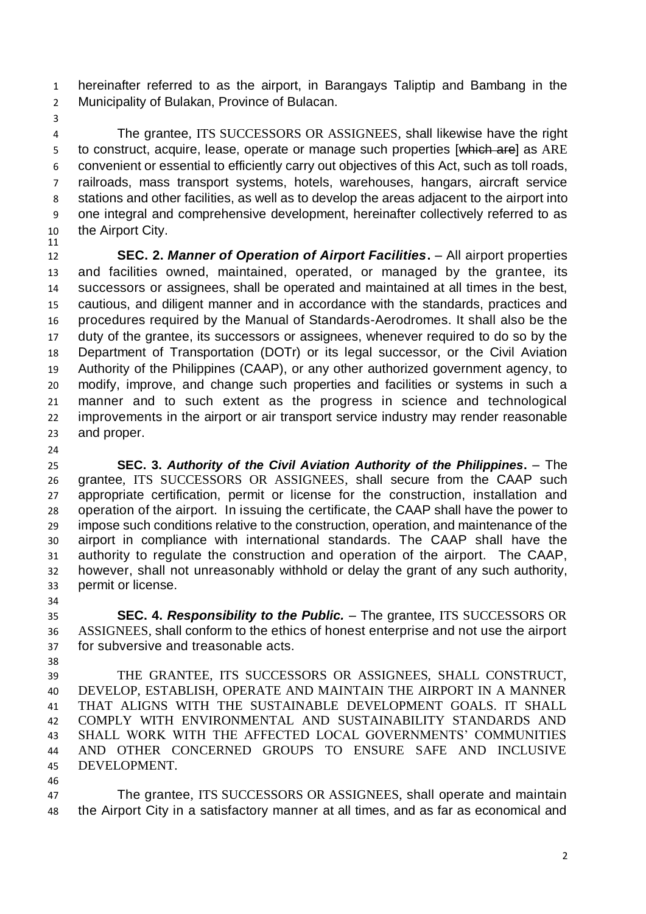hereinafter referred to as the airport, in Barangays Taliptip and Bambang in the Municipality of Bulakan, Province of Bulacan.

The grantee, ITS SUCCESSORS OR ASSIGNEES, shall likewise have the right to construct, acquire, lease, operate or manage such properties [~~which are~~] as ARE convenient or essential to efficiently carry out objectives of this Act, such as toll roads, railroads, mass transport systems, hotels, warehouses, hangars, aircraft service stations and other facilities, as well as to develop the areas adjacent to the airport into one integral and comprehensive development, hereinafter collectively referred to as the Airport City.

**SEC. 2. *Manner of Operation of Airport Facilities*.** – All airport properties and facilities owned, maintained, operated, or managed by the grantee, its successors or assignees, shall be operated and maintained at all times in the best, cautious, and diligent manner and in accordance with the standards, practices and procedures required by the Manual of Standards-Aerodromes. It shall also be the duty of the grantee, its successors or assignees, whenever required to do so by the Department of Transportation (DOTr) or its legal successor, or the Civil Aviation Authority of the Philippines (CAAP), or any other authorized government agency, to modify, improve, and change such properties and facilities or systems in such a manner and to such extent as the progress in science and technological improvements in the airport or air transport service industry may render reasonable and proper.

**SEC. 3. *Authority of the Civil Aviation Authority of the Philippines*.** – The grantee, ITS SUCCESSORS OR ASSIGNEES, shall secure from the CAAP such appropriate certification, permit or license for the construction, installation and operation of the airport. In issuing the certificate, the CAAP shall have the power to impose such conditions relative to the construction, operation, and maintenance of the airport in compliance with international standards. The CAAP shall have the authority to regulate the construction and operation of the airport. The CAAP, however, shall not unreasonably withhold or delay the grant of any such authority, permit or license.

**SEC. 4. *Responsibility to the Public.*** – The grantee, ITS SUCCESSORS OR ASSIGNEES, shall conform to the ethics of honest enterprise and not use the airport for subversive and treasonable acts.

THE GRANTEE, ITS SUCCESSORS OR ASSIGNEES, SHALL CONSTRUCT, DEVELOP, ESTABLISH, OPERATE AND MAINTAIN THE AIRPORT IN A MANNER THAT ALIGNS WITH THE SUSTAINABLE DEVELOPMENT GOALS. IT SHALL COMPLY WITH ENVIRONMENTAL AND SUSTAINABILITY STANDARDS AND SHALL WORK WITH THE AFFECTED LOCAL GOVERNMENTS' COMMUNITIES AND OTHER CONCERNED GROUPS TO ENSURE SAFE AND INCLUSIVE DEVELOPMENT.

The grantee, ITS SUCCESSORS OR ASSIGNEES, shall operate and maintain the Airport City in a satisfactory manner at all times, and as far as economical and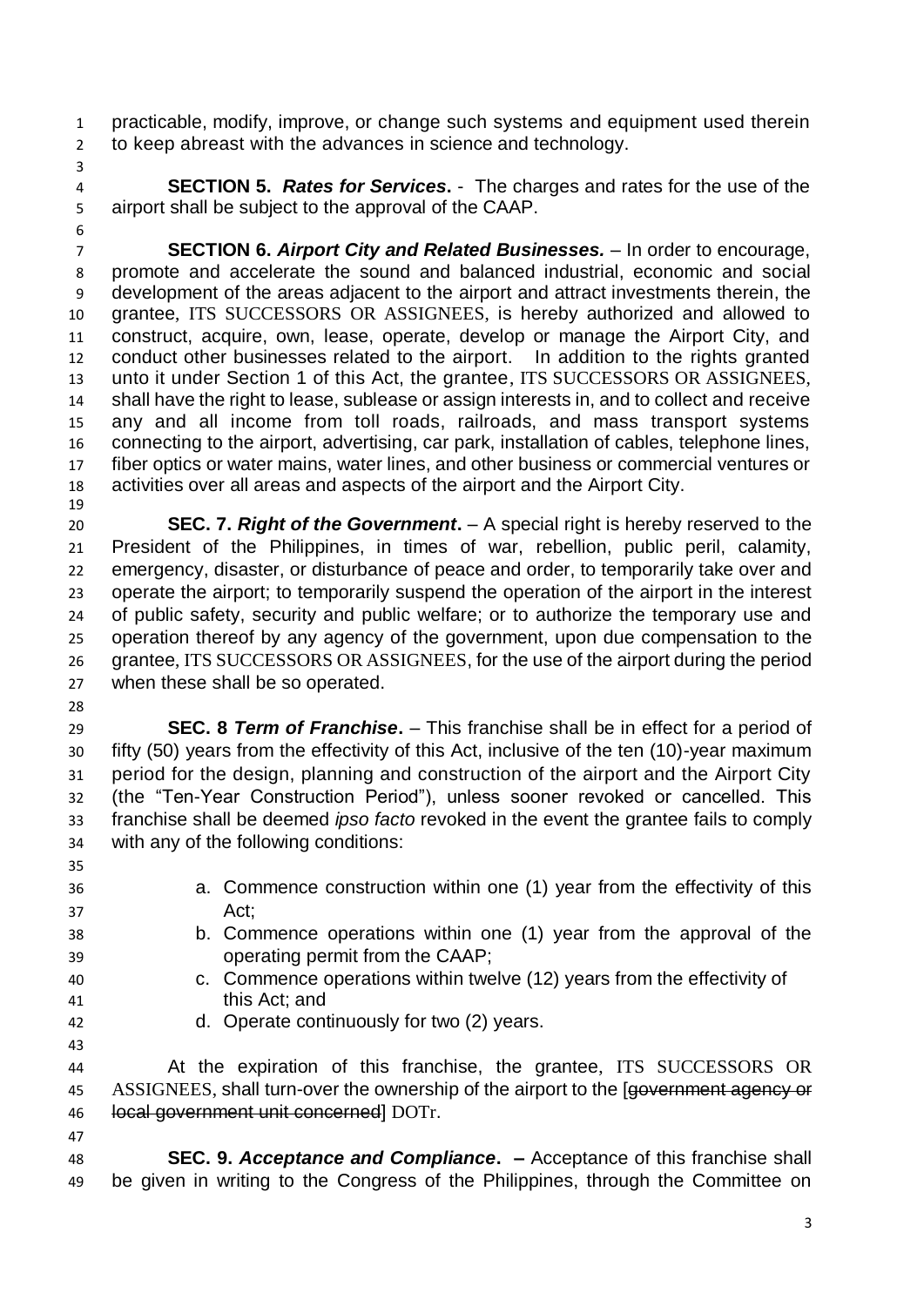practicable, modify, improve, or change such systems and equipment used therein to keep abreast with the advances in science and technology.

**SECTION 5.** ***Rates for Services***. - The charges and rates for the use of the airport shall be subject to the approval of the CAAP.

**SECTION 6.** ***Airport City and Related Businesses.*** – In order to encourage, promote and accelerate the sound and balanced industrial, economic and social development of the areas adjacent to the airport and attract investments therein, the grantee, ITS SUCCESSORS OR ASSIGNEES, is hereby authorized and allowed to construct, acquire, own, lease, operate, develop or manage the Airport City, and conduct other businesses related to the airport. In addition to the rights granted unto it under Section 1 of this Act, the grantee, ITS SUCCESSORS OR ASSIGNEES, shall have the right to lease, sublease or assign interests in, and to collect and receive any and all income from toll roads, railroads, and mass transport systems connecting to the airport, advertising, car park, installation of cables, telephone lines, fiber optics or water mains, water lines, and other business or commercial ventures or activities over all areas and aspects of the airport and the Airport City.

**SEC. 7.** ***Right of the Government***. – A special right is hereby reserved to the President of the Philippines, in times of war, rebellion, public peril, calamity, emergency, disaster, or disturbance of peace and order, to temporarily take over and operate the airport; to temporarily suspend the operation of the airport in the interest of public safety, security and public welfare; or to authorize the temporary use and operation thereof by any agency of the government, upon due compensation to the grantee, ITS SUCCESSORS OR ASSIGNEES, for the use of the airport during the period when these shall be so operated.

**SEC. 8** ***Term of Franchise***. – This franchise shall be in effect for a period of fifty (50) years from the effectivity of this Act, inclusive of the ten (10)-year maximum period for the design, planning and construction of the airport and the Airport City (the "Ten-Year Construction Period"), unless sooner revoked or cancelled. This franchise shall be deemed *ipso facto* revoked in the event the grantee fails to comply with any of the following conditions:

a. Commence construction within one (1) year from the effectivity of this Act;
b. Commence operations within one (1) year from the approval of the operating permit from the CAAP;
c. Commence operations within twelve (12) years from the effectivity of this Act; and
d. Operate continuously for two (2) years.

At the expiration of this franchise, the grantee, ITS SUCCESSORS OR ASSIGNEES, shall turn-over the ownership of the airport to the [~~government agency or local government unit concerned~~] DOTr.

**SEC. 9.** ***Acceptance and Compliance***. **–** Acceptance of this franchise shall be given in writing to the Congress of the Philippines, through the Committee on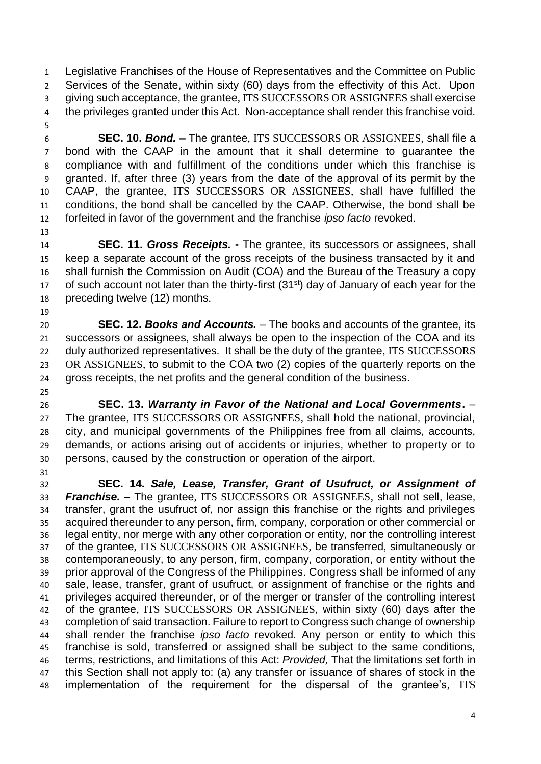Legislative Franchises of the House of Representatives and the Committee on Public Services of the Senate, within sixty (60) days from the effectivity of this Act. Upon giving such acceptance, the grantee, ITS SUCCESSORS OR ASSIGNEES shall exercise the privileges granted under this Act. Non-acceptance shall render this franchise void.

**SEC. 10. *Bond.* –** The grantee, ITS SUCCESSORS OR ASSIGNEES, shall file a bond with the CAAP in the amount that it shall determine to guarantee the compliance with and fulfillment of the conditions under which this franchise is granted. If, after three (3) years from the date of the approval of its permit by the CAAP, the grantee, ITS SUCCESSORS OR ASSIGNEES, shall have fulfilled the conditions, the bond shall be cancelled by the CAAP. Otherwise, the bond shall be forfeited in favor of the government and the franchise *ipso facto* revoked.

**SEC. 11. *Gross Receipts.* -** The grantee, its successors or assignees, shall keep a separate account of the gross receipts of the business transacted by it and shall furnish the Commission on Audit (COA) and the Bureau of the Treasury a copy of such account not later than the thirty-first (31st) day of January of each year for the preceding twelve (12) months.

**SEC. 12. *Books and Accounts.*** – The books and accounts of the grantee, its successors or assignees, shall always be open to the inspection of the COA and its duly authorized representatives. It shall be the duty of the grantee, ITS SUCCESSORS OR ASSIGNEES, to submit to the COA two (2) copies of the quarterly reports on the gross receipts, the net profits and the general condition of the business.

**SEC. 13. *Warranty in Favor of the National and Local Governments*.** – The grantee, ITS SUCCESSORS OR ASSIGNEES, shall hold the national, provincial, city, and municipal governments of the Philippines free from all claims, accounts, demands, or actions arising out of accidents or injuries, whether to property or to persons, caused by the construction or operation of the airport.

**SEC. 14. *Sale, Lease, Transfer, Grant of Usufruct, or Assignment of Franchise.*** – The grantee, ITS SUCCESSORS OR ASSIGNEES, shall not sell, lease, transfer, grant the usufruct of, nor assign this franchise or the rights and privileges acquired thereunder to any person, firm, company, corporation or other commercial or legal entity, nor merge with any other corporation or entity, nor the controlling interest of the grantee, ITS SUCCESSORS OR ASSIGNEES, be transferred, simultaneously or contemporaneously, to any person, firm, company, corporation, or entity without the prior approval of the Congress of the Philippines. Congress shall be informed of any sale, lease, transfer, grant of usufruct, or assignment of franchise or the rights and privileges acquired thereunder, or of the merger or transfer of the controlling interest of the grantee, ITS SUCCESSORS OR ASSIGNEES, within sixty (60) days after the completion of said transaction. Failure to report to Congress such change of ownership shall render the franchise *ipso facto* revoked. Any person or entity to which this franchise is sold, transferred or assigned shall be subject to the same conditions, terms, restrictions, and limitations of this Act: *Provided,* That the limitations set forth in this Section shall not apply to: (a) any transfer or issuance of shares of stock in the implementation of the requirement for the dispersal of the grantee's, ITS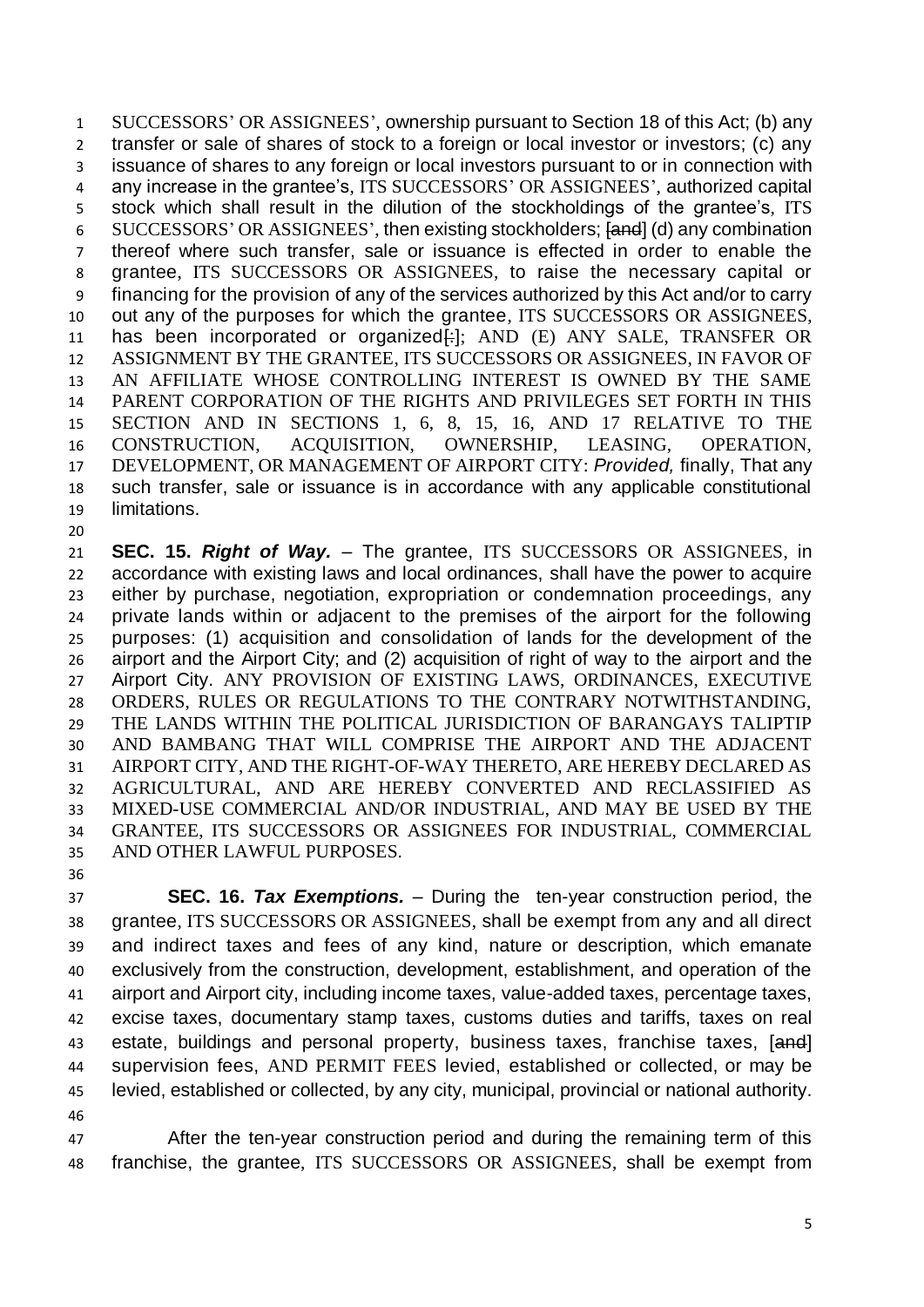SUCCESSORS' OR ASSIGNEES', ownership pursuant to Section 18 of this Act; (b) any transfer or sale of shares of stock to a foreign or local investor or investors; (c) any issuance of shares to any foreign or local investors pursuant to or in connection with any increase in the grantee's, ITS SUCCESSORS' OR ASSIGNEES', authorized capital stock which shall result in the dilution of the stockholdings of the grantee's, ITS SUCCESSORS' OR ASSIGNEES', then existing stockholders; [~~and~~] (d) any combination thereof where such transfer, sale or issuance is effected in order to enable the grantee, ITS SUCCESSORS OR ASSIGNEES, to raise the necessary capital or financing for the provision of any of the services authorized by this Act and/or to carry out any of the purposes for which the grantee, ITS SUCCESSORS OR ASSIGNEES, has been incorporated or organized[~~:~~]; AND (E) ANY SALE, TRANSFER OR ASSIGNMENT BY THE GRANTEE, ITS SUCCESSORS OR ASSIGNEES, IN FAVOR OF AN AFFILIATE WHOSE CONTROLLING INTEREST IS OWNED BY THE SAME PARENT CORPORATION OF THE RIGHTS AND PRIVILEGES SET FORTH IN THIS SECTION AND IN SECTIONS 1, 6, 8, 15, 16, AND 17 RELATIVE TO THE CONSTRUCTION, ACQUISITION, OWNERSHIP, LEASING, OPERATION, DEVELOPMENT, OR MANAGEMENT OF AIRPORT CITY: *Provided,* finally, That any such transfer, sale or issuance is in accordance with any applicable constitutional limitations.

**SEC. 15.** ***Right of Way.*** – The grantee, ITS SUCCESSORS OR ASSIGNEES, in accordance with existing laws and local ordinances, shall have the power to acquire either by purchase, negotiation, expropriation or condemnation proceedings, any private lands within or adjacent to the premises of the airport for the following purposes: (1) acquisition and consolidation of lands for the development of the airport and the Airport City; and (2) acquisition of right of way to the airport and the Airport City. ANY PROVISION OF EXISTING LAWS, ORDINANCES, EXECUTIVE ORDERS, RULES OR REGULATIONS TO THE CONTRARY NOTWITHSTANDING, THE LANDS WITHIN THE POLITICAL JURISDICTION OF BARANGAYS TALIPTIP AND BAMBANG THAT WILL COMPRISE THE AIRPORT AND THE ADJACENT AIRPORT CITY, AND THE RIGHT-OF-WAY THERETO, ARE HEREBY DECLARED AS AGRICULTURAL, AND ARE HEREBY CONVERTED AND RECLASSIFIED AS MIXED-USE COMMERCIAL AND/OR INDUSTRIAL, AND MAY BE USED BY THE GRANTEE, ITS SUCCESSORS OR ASSIGNEES FOR INDUSTRIAL, COMMERCIAL AND OTHER LAWFUL PURPOSES.

**SEC. 16.** ***Tax Exemptions.*** – During the ten-year construction period, the grantee, ITS SUCCESSORS OR ASSIGNEES, shall be exempt from any and all direct and indirect taxes and fees of any kind, nature or description, which emanate exclusively from the construction, development, establishment, and operation of the airport and Airport city, including income taxes, value-added taxes, percentage taxes, excise taxes, documentary stamp taxes, customs duties and tariffs, taxes on real estate, buildings and personal property, business taxes, franchise taxes, [~~and~~] supervision fees, AND PERMIT FEES levied, established or collected, or may be levied, established or collected, by any city, municipal, provincial or national authority.

After the ten-year construction period and during the remaining term of this franchise, the grantee, ITS SUCCESSORS OR ASSIGNEES, shall be exempt from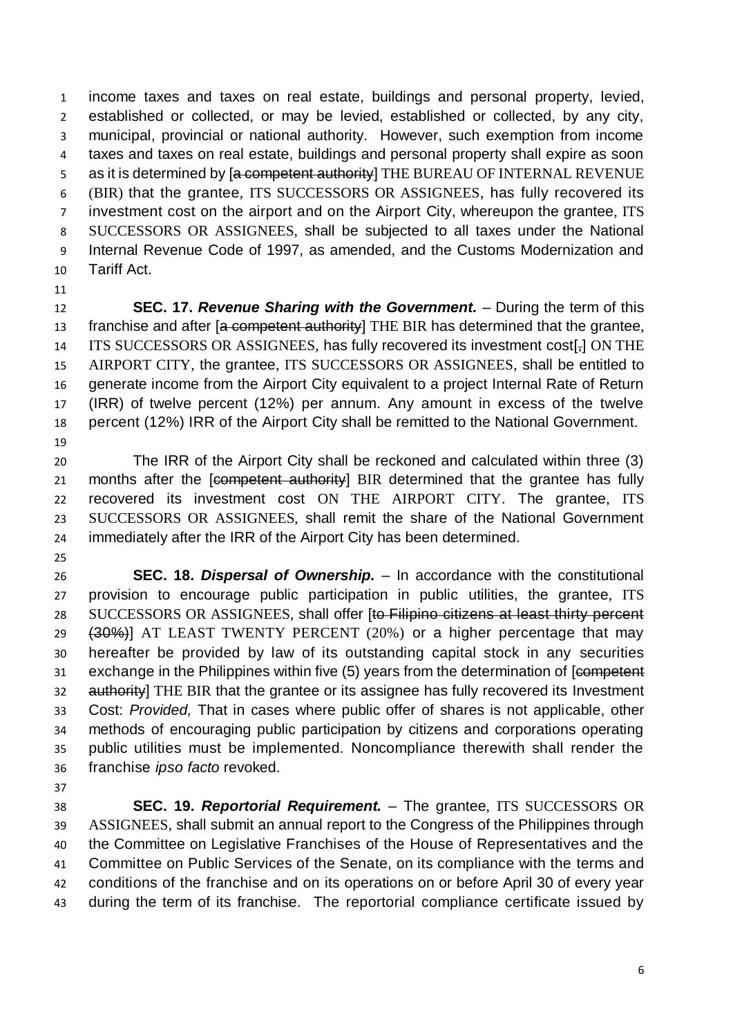income taxes and taxes on real estate, buildings and personal property, levied, established or collected, or may be levied, established or collected, by any city, municipal, provincial or national authority. However, such exemption from income taxes and taxes on real estate, buildings and personal property shall expire as soon as it is determined by [~~a competent authority~~] THE BUREAU OF INTERNAL REVENUE (BIR) that the grantee, ITS SUCCESSORS OR ASSIGNEES, has fully recovered its investment cost on the airport and on the Airport City, whereupon the grantee, ITS SUCCESSORS OR ASSIGNEES, shall be subjected to all taxes under the National Internal Revenue Code of 1997, as amended, and the Customs Modernization and Tariff Act.

**SEC. 17. *Revenue Sharing with the Government.*** – During the term of this franchise and after [~~a competent authority~~] THE BIR has determined that the grantee, ITS SUCCESSORS OR ASSIGNEES, has fully recovered its investment cost[~~,~~] ON THE AIRPORT CITY, the grantee, ITS SUCCESSORS OR ASSIGNEES, shall be entitled to generate income from the Airport City equivalent to a project Internal Rate of Return (IRR) of twelve percent (12%) per annum. Any amount in excess of the twelve percent (12%) IRR of the Airport City shall be remitted to the National Government.

The IRR of the Airport City shall be reckoned and calculated within three (3) months after the [~~competent authority~~] BIR determined that the grantee has fully recovered its investment cost ON THE AIRPORT CITY. The grantee, ITS SUCCESSORS OR ASSIGNEES, shall remit the share of the National Government immediately after the IRR of the Airport City has been determined.

**SEC. 18. *Dispersal of Ownership.*** – In accordance with the constitutional provision to encourage public participation in public utilities, the grantee, ITS SUCCESSORS OR ASSIGNEES, shall offer [~~to Filipino citizens at least thirty percent (30%)~~] AT LEAST TWENTY PERCENT (20%) or a higher percentage that may hereafter be provided by law of its outstanding capital stock in any securities exchange in the Philippines within five (5) years from the determination of [~~competent authority~~] THE BIR that the grantee or its assignee has fully recovered its Investment Cost: *Provided,* That in cases where public offer of shares is not applicable, other methods of encouraging public participation by citizens and corporations operating public utilities must be implemented. Noncompliance therewith shall render the franchise *ipso facto* revoked.

**SEC. 19. *Reportorial Requirement.*** – The grantee, ITS SUCCESSORS OR ASSIGNEES, shall submit an annual report to the Congress of the Philippines through the Committee on Legislative Franchises of the House of Representatives and the Committee on Public Services of the Senate, on its compliance with the terms and conditions of the franchise and on its operations on or before April 30 of every year during the term of its franchise. The reportorial compliance certificate issued by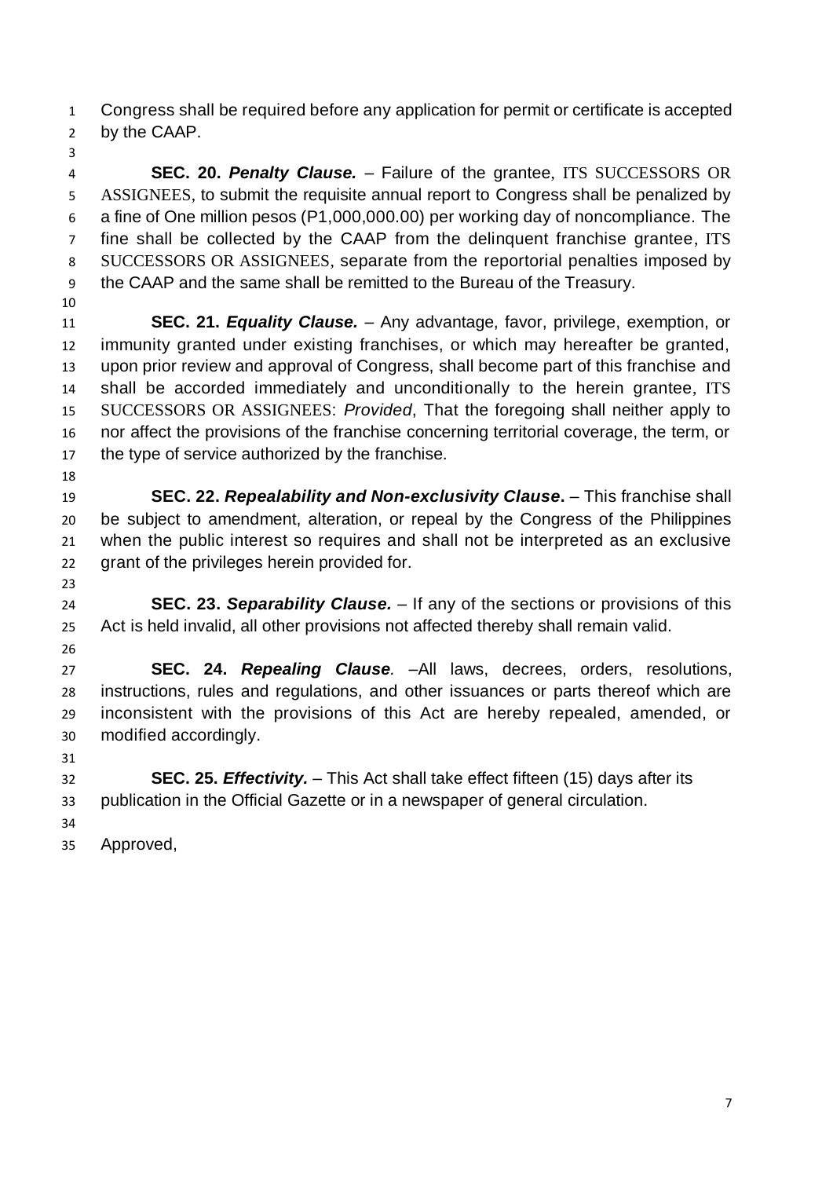Congress shall be required before any application for permit or certificate is accepted by the CAAP.

**SEC. 20.** ***Penalty Clause.*** – Failure of the grantee, ITS SUCCESSORS OR ASSIGNEES, to submit the requisite annual report to Congress shall be penalized by a fine of One million pesos (P1,000,000.00) per working day of noncompliance. The fine shall be collected by the CAAP from the delinquent franchise grantee, ITS SUCCESSORS OR ASSIGNEES, separate from the reportorial penalties imposed by the CAAP and the same shall be remitted to the Bureau of the Treasury.

**SEC. 21.** ***Equality Clause.*** – Any advantage, favor, privilege, exemption, or immunity granted under existing franchises, or which may hereafter be granted, upon prior review and approval of Congress, shall become part of this franchise and shall be accorded immediately and unconditionally to the herein grantee, ITS SUCCESSORS OR ASSIGNEES: *Provided*, That the foregoing shall neither apply to nor affect the provisions of the franchise concerning territorial coverage, the term, or the type of service authorized by the franchise.

**SEC. 22.** ***Repealability and Non-exclusivity Clause*****.** – This franchise shall be subject to amendment, alteration, or repeal by the Congress of the Philippines when the public interest so requires and shall not be interpreted as an exclusive grant of the privileges herein provided for.

**SEC. 23.** ***Separability Clause.*** – If any of the sections or provisions of this Act is held invalid, all other provisions not affected thereby shall remain valid.

**SEC. 24.** ***Repealing Clause*.** –All laws, decrees, orders, resolutions, instructions, rules and regulations, and other issuances or parts thereof which are inconsistent with the provisions of this Act are hereby repealed, amended, or modified accordingly.

**SEC. 25.** ***Effectivity.*** – This Act shall take effect fifteen (15) days after its publication in the Official Gazette or in a newspaper of general circulation.

Approved,